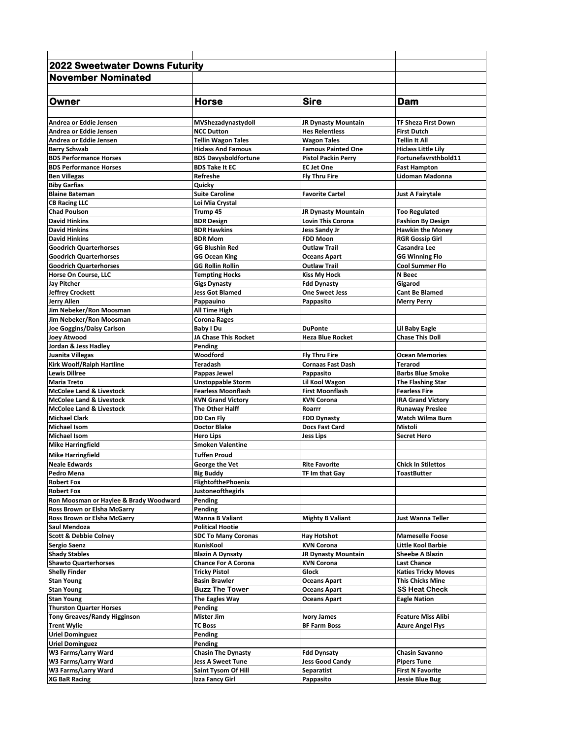## 2022 Sweetwater Downs Futurity

### November Nominated

| Owner | Horse | Sire | Dam |
|---|---|---|---|
| Andrea or Eddie Jensen | MVShezadynastydoll | JR Dynasty Mountain | TF Sheza First Down |
| Andrea or Eddie Jensen | NCC Dutton | Hes Relentless | First Dutch |
| Andrea or Eddie Jensen | Tellin Wagon Tales | Wagon Tales | Tellin It All |
| Barry Schwab | Hiclass And Famous | Famous Painted One | Hiclass Little Lily |
| BDS Performance Horses | BDS Davysboldfortune | Pistol Packin Perry | Fortunefavrsthbold11 |
| BDS Performance Horses | BDS Take It EC | EC Jet One | Fast Hampton |
| Ben Villegas | Refreshe | Fly Thru Fire | Lidoman Madonna |
| Biby Garfias | Quicky | | |
| Blaine Bateman | Suite Caroline | Favorite Cartel | Just A Fairytale |
| CB Racing LLC | Loi Mia Crystal | | |
| Chad Poulson | Trump 45 | JR Dynasty Mountain | Too Regulated |
| David Hinkins | BDR Design | Lovin This Corona | Fashion By Design |
| David Hinkins | BDR Hawkins | Jess Sandy Jr | Hawkin the Money |
| David Hinkins | BDR Mom | FDD Moon | RGR Gossip Girl |
| Goodrich Quarterhorses | GG Blushin Red | Outlaw Trail | Casandra Lee |
| Goodrich Quarterhorses | GG Ocean King | Oceans Apart | GG Winning Flo |
| Goodrich Quarterhorses | GG Rollin Rollin | Outlaw Trail | Cool Summer Flo |
| Horse On Course, LLC | Tempting Hocks | Kiss My Hock | N Beec |
| Jay Pitcher | Gigs Dynasty | Fdd Dynasty | Gigarod |
| Jeffrey Crockett | Jess Got Blamed | One Sweet Jess | Cant Be Blamed |
| Jerry Allen | Pappauino | Pappasito | Merry Perry |
| Jim Nebeker/Ron Moosman | All Time High | | |
| Jim Nebeker/Ron Moosman | Corona Rages | | |
| Joe Goggins/Daisy Carlson | Baby I Du | DuPonte | Lil Baby Eagle |
| Joey Atwood | JA Chase This Rocket | Heza Blue Rocket | Chase This Doll |
| Jordan & Jess Hadley | Pending | | |
| Juanita Villegas | Woodford | Fly Thru Fire | Ocean Memories |
| Kirk Woolf/Ralph Hartline | Teradash | Cornaas Fast Dash | Terarod |
| Lewis Dillree | Pappas Jewel | Pappasito | Barbs Blue Smoke |
| Maria Treto | Unstoppable Storm | Lil Kool Wagon | The Flashing Star |
| McColee Land & Livestock | Fearless Moonflash | First Moonflash | Fearless Fire |
| McColee Land & Livestock | KVN Grand Victory | KVN Corona | IRA Grand Victory |
| McColee Land & Livestock | The Other Halff | Roarrr | Runaway Preslee |
| Michael Clark | DD Can Fly | FDD Dynasty | Watch Wilma Burn |
| Michael Isom | Doctor Blake | Docs Fast Card | Mistoli |
| Michael Isom | Hero Lips | Jess Lips | Secret Hero |
| Mike Harringfield | Smoken Valentine | | |
| Mike Harringfield | Tuffen Proud | | |
| Neale Edwards | George the Vet | Rite Favorite | Chick In Stilettos |
| Pedro Mena | Big Buddy | TF Im that Gay | ToastButter |
| Robert Fox | FlightofthePhoenix | | |
| Robert Fox | Justoneofthegirls | | |
| Ron Moosman or Haylee & Brady Woodward | Pending | | |
| Ross Brown or Elsha McGarry | Pending | | |
| Ross Brown or Elsha McGarry | Wanna B Valiant | Mighty B Valiant | Just Wanna Teller |
| Saul Mendoza | Political Hootie | | |
| Scott & Debbie Colney | SDC To Many Coronas | Hay Hotshot | Mameselle Foose |
| Sergio Saenz | KunisKool | KVN Corona | Little Kool Barbie |
| Shady Stables | Blazin A Dynsaty | JR Dynasty Mountain | Sheebe A Blazin |
| Shawto Quarterhorses | Chance For A Corona | KVN Corona | Last Chance |
| Shelly Finder | Tricky Pistol | Glock | Katies Tricky Moves |
| Stan Young | Basin Brawler | Oceans Apart | This Chicks Mine |
| Stan Young | Buzz The Tower | Oceans Apart | SS Heat Check |
| Stan Young | The Eagles Way | Oceans Apart | Eagle Nation |
| Thurston Quarter Horses | Pending | | |
| Tony Greaves/Randy Higginson | Mister Jim | Ivory James | Feature Miss Alibi |
| Trent Wylie | TC Boss | BF Farm Boss | Azure Angel Flys |
| Uriel Dominguez | Pending | | |
| Uriel Dominguez | Pending | | |
| W3 Farms/Larry Ward | Chasin The Dynasty | Fdd Dynsaty | Chasin Savanno |
| W3 Farms/Larry Ward | Jess A Sweet Tune | Jess Good Candy | Pipers Tune |
| W3 Farms/Larry Ward | Saint Tysom Of Hill | Separatist | First N Favorite |
| XG BaR Racing | Izza Fancy Girl | Pappasito | Jessie Blue Bug |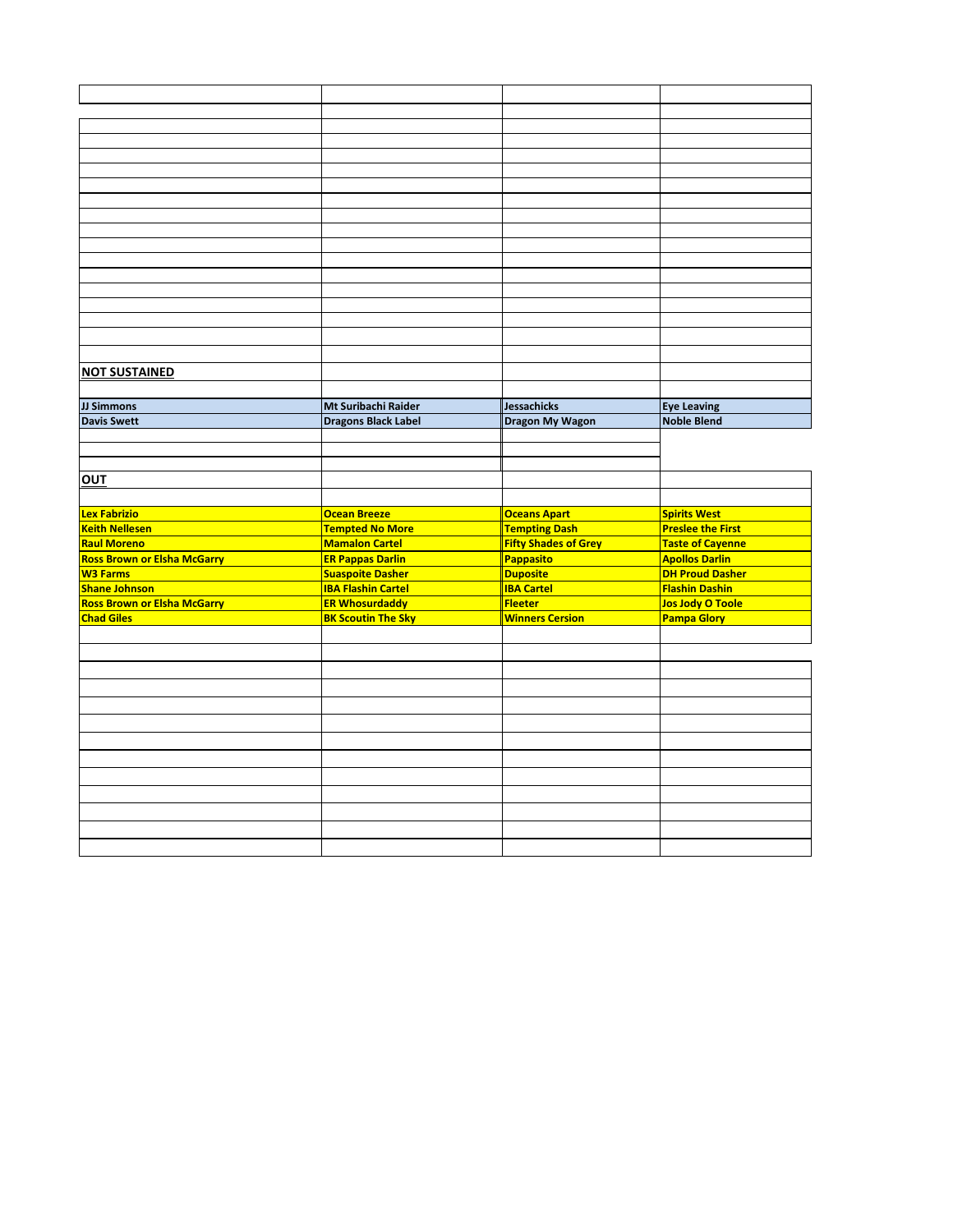**NOT SUSTAINED**

| | | | |
|---|---|---|---|
| JJ Simmons | Mt Suribachi Raider | Jessachicks | Eye Leaving |
| Davis Swett | Dragons Black Label | Dragon My Wagon | Noble Blend |

**OUT**

| | | | |
|---|---|---|---|
| Lex Fabrizio | Ocean Breeze | Oceans Apart | Spirits West |
| Keith Nellesen | Tempted No More | Tempting Dash | Preslee the First |
| Raul Moreno | Mamalon Cartel | Fifty Shades of Grey | Taste of Cayenne |
| Ross Brown or Elsha McGarry | ER Pappas Darlin | Pappasito | Apollos Darlin |
| W3 Farms | Suaspoite Dasher | Duposite | DH Proud Dasher |
| Shane Johnson | IBA Flashin Cartel | IBA Cartel | Flashin Dashin |
| Ross Brown or Elsha McGarry | ER Whosurdaddy | Fleeter | Jos Jody O Toole |
| Chad Giles | BK Scoutin The Sky | Winners Cersion | Pampa Glory |